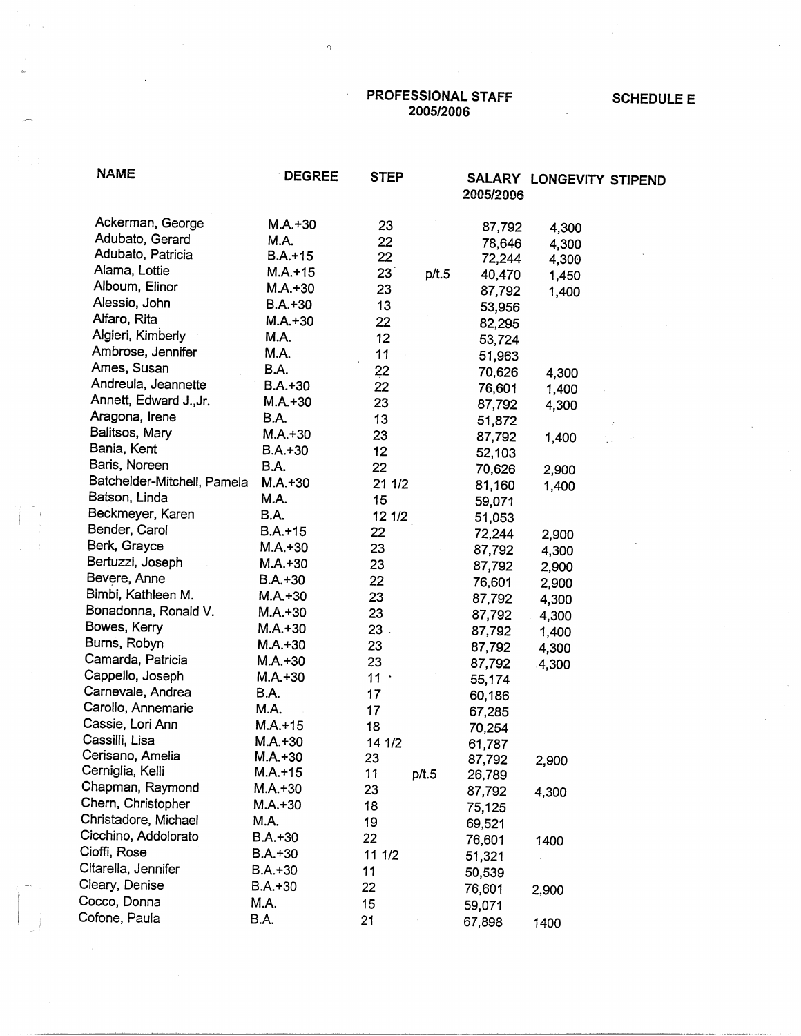# PROFESSIONAL STAFF 2005/2006

**SCHEDULE E**

| NAME | DEGREE | STEP | | SALARY 2005/2006 | LONGEVITY | STIPEND |
|---|---|---|---|---|---|---|
| Ackerman, George | M.A.+30 | 23 | | 87,792 | 4,300 | |
| Adubato, Gerard | M.A. | 22 | | 78,646 | 4,300 | |
| Adubato, Patricia | B.A.+15 | 22 | | 72,244 | 4,300 | |
| Alama, Lottie | M.A.+15 | 23 | p/t.5 | 40,470 | 1,450 | |
| Alboum, Elinor | M.A.+30 | 23 | | 87,792 | 1,400 | |
| Alessio, John | B.A.+30 | 13 | | 53,956 | | |
| Alfaro, Rita | M.A.+30 | 22 | | 82,295 | | |
| Algieri, Kimberly | M.A. | 12 | | 53,724 | | |
| Ambrose, Jennifer | M.A. | 11 | | 51,963 | | |
| Ames, Susan | B.A. | 22 | | 70,626 | 4,300 | |
| Andreula, Jeannette | B.A.+30 | 22 | | 76,601 | 1,400 | |
| Annett, Edward J.,Jr. | M.A.+30 | 23 | | 87,792 | 4,300 | |
| Aragona, Irene | B.A. | 13 | | 51,872 | | |
| Balitsos, Mary | M.A.+30 | 23 | | 87,792 | 1,400 | |
| Bania, Kent | B.A.+30 | 12 | | 52,103 | | |
| Baris, Noreen | B.A. | 22 | | 70,626 | 2,900 | |
| Batchelder-Mitchell, Pamela | M.A.+30 | 21 1/2 | | 81,160 | 1,400 | |
| Batson, Linda | M.A. | 15 | | 59,071 | | |
| Beckmeyer, Karen | B.A. | 12 1/2 | | 51,053 | | |
| Bender, Carol | B.A.+15 | 22 | | 72,244 | 2,900 | |
| Berk, Grayce | M.A.+30 | 23 | | 87,792 | 4,300 | |
| Bertuzzi, Joseph | M.A.+30 | 23 | | 87,792 | 2,900 | |
| Bevere, Anne | B.A.+30 | 22 | | 76,601 | 2,900 | |
| Bimbi, Kathleen M. | M.A.+30 | 23 | | 87,792 | 4,300 | |
| Bonadonna, Ronald V. | M.A.+30 | 23 | | 87,792 | 4,300 | |
| Bowes, Kerry | M.A.+30 | 23 | | 87,792 | 1,400 | |
| Burns, Robyn | M.A.+30 | 23 | | 87,792 | 4,300 | |
| Camarda, Patricia | M.A.+30 | 23 | | 87,792 | 4,300 | |
| Cappello, Joseph | M.A.+30 | 11 | | 55,174 | | |
| Carnevale, Andrea | B.A. | 17 | | 60,186 | | |
| Carollo, Annemarie | M.A. | 17 | | 67,285 | | |
| Cassie, Lori Ann | M.A.+15 | 18 | | 70,254 | | |
| Cassilli, Lisa | M.A.+30 | 14 1/2 | | 61,787 | | |
| Cerisano, Amelia | M.A.+30 | 23 | | 87,792 | 2,900 | |
| Cerniglia, Kelli | M.A.+15 | 11 | p/t.5 | 26,789 | | |
| Chapman, Raymond | M.A.+30 | 23 | | 87,792 | 4,300 | |
| Chern, Christopher | M.A.+30 | 18 | | 75,125 | | |
| Christadore, Michael | M.A. | 19 | | 69,521 | | |
| Cicchino, Addolorato | B.A.+30 | 22 | | 76,601 | 1400 | |
| Cioffi, Rose | B.A.+30 | 11 1/2 | | 51,321 | | |
| Citarella, Jennifer | B.A.+30 | 11 | | 50,539 | | |
| Cleary, Denise | B.A.+30 | 22 | | 76,601 | 2,900 | |
| Cocco, Donna | M.A. | 15 | | 59,071 | | |
| Cofone, Paula | B.A. | 21 | | 67,898 | 1400 | |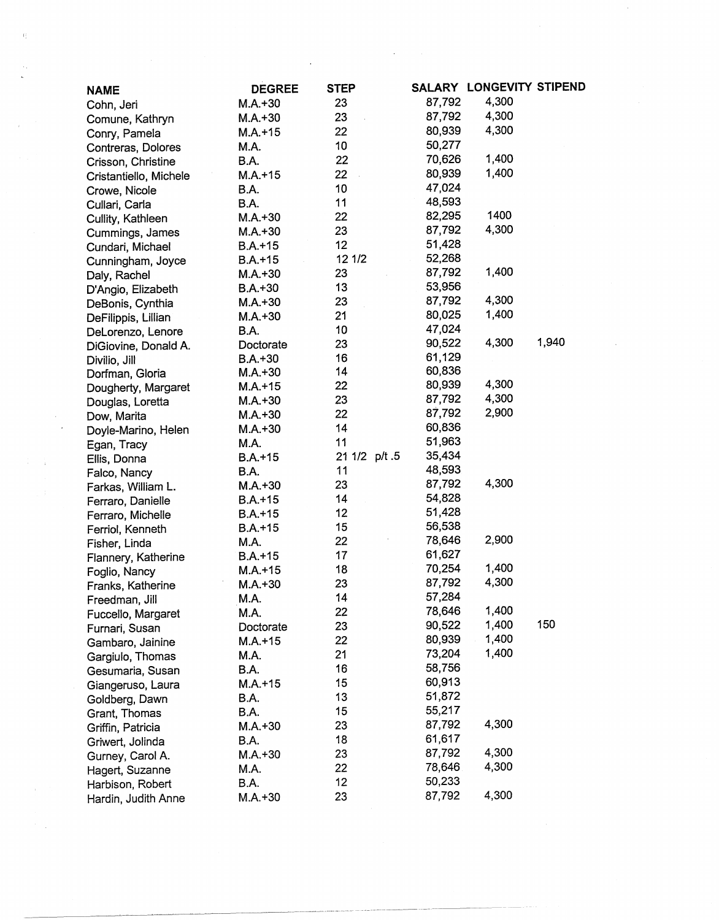| NAME | DEGREE | STEP | SALARY | LONGEVITY | STIPEND |
|---|---|---|---|---|---|
| Cohn, Jeri | M.A.+30 | 23 | 87,792 | 4,300 | |
| Comune, Kathryn | M.A.+30 | 23 | 87,792 | 4,300 | |
| Conry, Pamela | M.A.+15 | 22 | 80,939 | 4,300 | |
| Contreras, Dolores | M.A. | 10 | 50,277 | | |
| Crisson, Christine | B.A. | 22 | 70,626 | 1,400 | |
| Cristantiello, Michele | M.A.+15 | 22 | 80,939 | 1,400 | |
| Crowe, Nicole | B.A. | 10 | 47,024 | | |
| Cullari, Carla | B.A. | 11 | 48,593 | | |
| Cullity, Kathleen | M.A.+30 | 22 | 82,295 | 1400 | |
| Cummings, James | M.A.+30 | 23 | 87,792 | 4,300 | |
| Cundari, Michael | B.A.+15 | 12 | 51,428 | | |
| Cunningham, Joyce | B.A.+15 | 12 1/2 | 52,268 | | |
| Daly, Rachel | M.A.+30 | 23 | 87,792 | 1,400 | |
| D'Angio, Elizabeth | B.A.+30 | 13 | 53,956 | | |
| DeBonis, Cynthia | M.A.+30 | 23 | 87,792 | 4,300 | |
| DeFilippis, Lillian | M.A.+30 | 21 | 80,025 | 1,400 | |
| DeLorenzo, Lenore | B.A. | 10 | 47,024 | | |
| DiGiovine, Donald A. | Doctorate | 23 | 90,522 | 4,300 | 1,940 |
| Divilio, Jill | B.A.+30 | 16 | 61,129 | | |
| Dorfman, Gloria | M.A.+30 | 14 | 60,836 | | |
| Dougherty, Margaret | M.A.+15 | 22 | 80,939 | 4,300 | |
| Douglas, Loretta | M.A.+30 | 23 | 87,792 | 4,300 | |
| Dow, Marita | M.A.+30 | 22 | 87,792 | 2,900 | |
| Doyle-Marino, Helen | M.A.+30 | 14 | 60,836 | | |
| Egan, Tracy | M.A. | 11 | 51,963 | | |
| Ellis, Donna | B.A.+15 | 21 1/2 p/t .5 | 35,434 | | |
| Falco, Nancy | B.A. | 11 | 48,593 | | |
| Farkas, William L. | M.A.+30 | 23 | 87,792 | 4,300 | |
| Ferraro, Danielle | B.A.+15 | 14 | 54,828 | | |
| Ferraro, Michelle | B.A.+15 | 12 | 51,428 | | |
| Ferriol, Kenneth | B.A.+15 | 15 | 56,538 | | |
| Fisher, Linda | M.A. | 22 | 78,646 | 2,900 | |
| Flannery, Katherine | B.A.+15 | 17 | 61,627 | | |
| Foglio, Nancy | M.A.+15 | 18 | 70,254 | 1,400 | |
| Franks, Katherine | M.A.+30 | 23 | 87,792 | 4,300 | |
| Freedman, Jill | M.A. | 14 | 57,284 | | |
| Fuccello, Margaret | M.A. | 22 | 78,646 | 1,400 | |
| Furnari, Susan | Doctorate | 23 | 90,522 | 1,400 | 150 |
| Gambaro, Jainine | M.A.+15 | 22 | 80,939 | 1,400 | |
| Gargiulo, Thomas | M.A. | 21 | 73,204 | 1,400 | |
| Gesumaria, Susan | B.A. | 16 | 58,756 | | |
| Giangeruso, Laura | M.A.+15 | 15 | 60,913 | | |
| Goldberg, Dawn | B.A. | 13 | 51,872 | | |
| Grant, Thomas | B.A. | 15 | 55,217 | | |
| Griffin, Patricia | M.A.+30 | 23 | 87,792 | 4,300 | |
| Griwert, Jolinda | B.A. | 18 | 61,617 | | |
| Gurney, Carol A. | M.A.+30 | 23 | 87,792 | 4,300 | |
| Hagert, Suzanne | M.A. | 22 | 78,646 | 4,300 | |
| Harbison, Robert | B.A. | 12 | 50,233 | | |
| Hardin, Judith Anne | M.A.+30 | 23 | 87,792 | 4,300 | |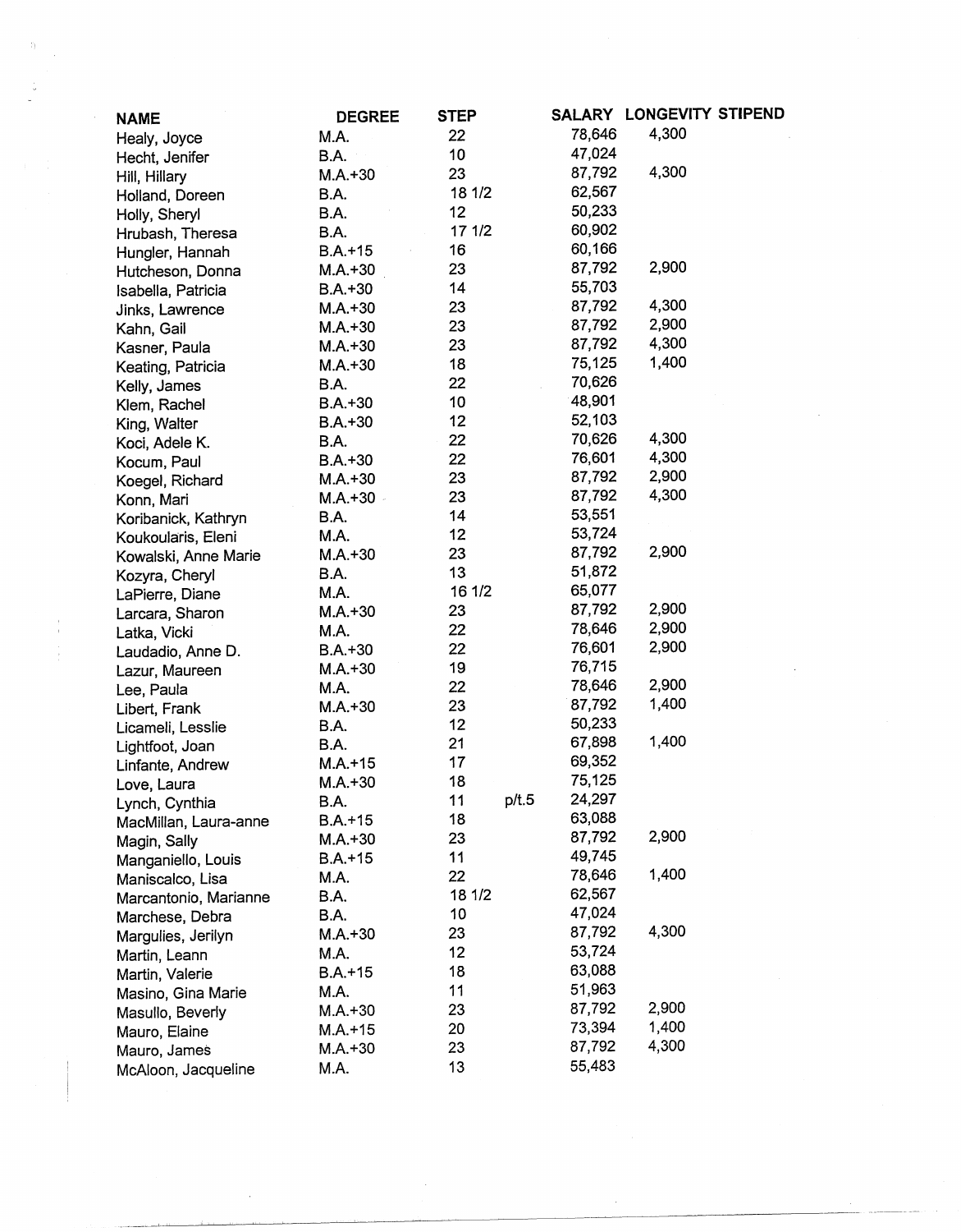| NAME | DEGREE | STEP | | SALARY | LONGEVITY | STIPEND |
|---|---|---|---|---|---|---|
| Healy, Joyce | M.A. | 22 | | 78,646 | 4,300 | |
| Hecht, Jenifer | B.A. | 10 | | 47,024 | | |
| Hill, Hillary | M.A.+30 | 23 | | 87,792 | 4,300 | |
| Holland, Doreen | B.A. | 18 1/2 | | 62,567 | | |
| Holly, Sheryl | B.A. | 12 | | 50,233 | | |
| Hrubash, Theresa | B.A. | 17 1/2 | | 60,902 | | |
| Hungler, Hannah | B.A.+15 | 16 | | 60,166 | | |
| Hutcheson, Donna | M.A.+30 | 23 | | 87,792 | 2,900 | |
| Isabella, Patricia | B.A.+30 | 14 | | 55,703 | | |
| Jinks, Lawrence | M.A.+30 | 23 | | 87,792 | 4,300 | |
| Kahn, Gail | M.A.+30 | 23 | | 87,792 | 2,900 | |
| Kasner, Paula | M.A.+30 | 23 | | 87,792 | 4,300 | |
| Keating, Patricia | M.A.+30 | 18 | | 75,125 | 1,400 | |
| Kelly, James | B.A. | 22 | | 70,626 | | |
| Klem, Rachel | B.A.+30 | 10 | | 48,901 | | |
| King, Walter | B.A.+30 | 12 | | 52,103 | | |
| Koci, Adele K. | B.A. | 22 | | 70,626 | 4,300 | |
| Kocum, Paul | B.A.+30 | 22 | | 76,601 | 4,300 | |
| Koegel, Richard | M.A.+30 | 23 | | 87,792 | 2,900 | |
| Konn, Mari | M.A.+30 | 23 | | 87,792 | 4,300 | |
| Koribanick, Kathryn | B.A. | 14 | | 53,551 | | |
| Koukoularis, Eleni | M.A. | 12 | | 53,724 | | |
| Kowalski, Anne Marie | M.A.+30 | 23 | | 87,792 | 2,900 | |
| Kozyra, Cheryl | B.A. | 13 | | 51,872 | | |
| LaPierre, Diane | M.A. | 16 1/2 | | 65,077 | | |
| Larcara, Sharon | M.A.+30 | 23 | | 87,792 | 2,900 | |
| Latka, Vicki | M.A. | 22 | | 78,646 | 2,900 | |
| Laudadio, Anne D. | B.A.+30 | 22 | | 76,601 | 2,900 | |
| Lazur, Maureen | M.A.+30 | 19 | | 76,715 | | |
| Lee, Paula | M.A. | 22 | | 78,646 | 2,900 | |
| Libert, Frank | M.A.+30 | 23 | | 87,792 | 1,400 | |
| Licameli, Lesslie | B.A. | 12 | | 50,233 | | |
| Lightfoot, Joan | B.A. | 21 | | 67,898 | 1,400 | |
| Linfante, Andrew | M.A.+15 | 17 | | 69,352 | | |
| Love, Laura | M.A.+30 | 18 | | 75,125 | | |
| Lynch, Cynthia | B.A. | 11 | p/t.5 | 24,297 | | |
| MacMillan, Laura-anne | B.A.+15 | 18 | | 63,088 | | |
| Magin, Sally | M.A.+30 | 23 | | 87,792 | 2,900 | |
| Manganiello, Louis | B.A.+15 | 11 | | 49,745 | | |
| Maniscalco, Lisa | M.A. | 22 | | 78,646 | 1,400 | |
| Marcantonio, Marianne | B.A. | 18 1/2 | | 62,567 | | |
| Marchese, Debra | B.A. | 10 | | 47,024 | | |
| Margulies, Jerilyn | M.A.+30 | 23 | | 87,792 | 4,300 | |
| Martin, Leann | M.A. | 12 | | 53,724 | | |
| Martin, Valerie | B.A.+15 | 18 | | 63,088 | | |
| Masino, Gina Marie | M.A. | 11 | | 51,963 | | |
| Masullo, Beverly | M.A.+30 | 23 | | 87,792 | 2,900 | |
| Mauro, Elaine | M.A.+15 | 20 | | 73,394 | 1,400 | |
| Mauro, James | M.A.+30 | 23 | | 87,792 | 4,300 | |
| McAloon, Jacqueline | M.A. | 13 | | 55,483 | | |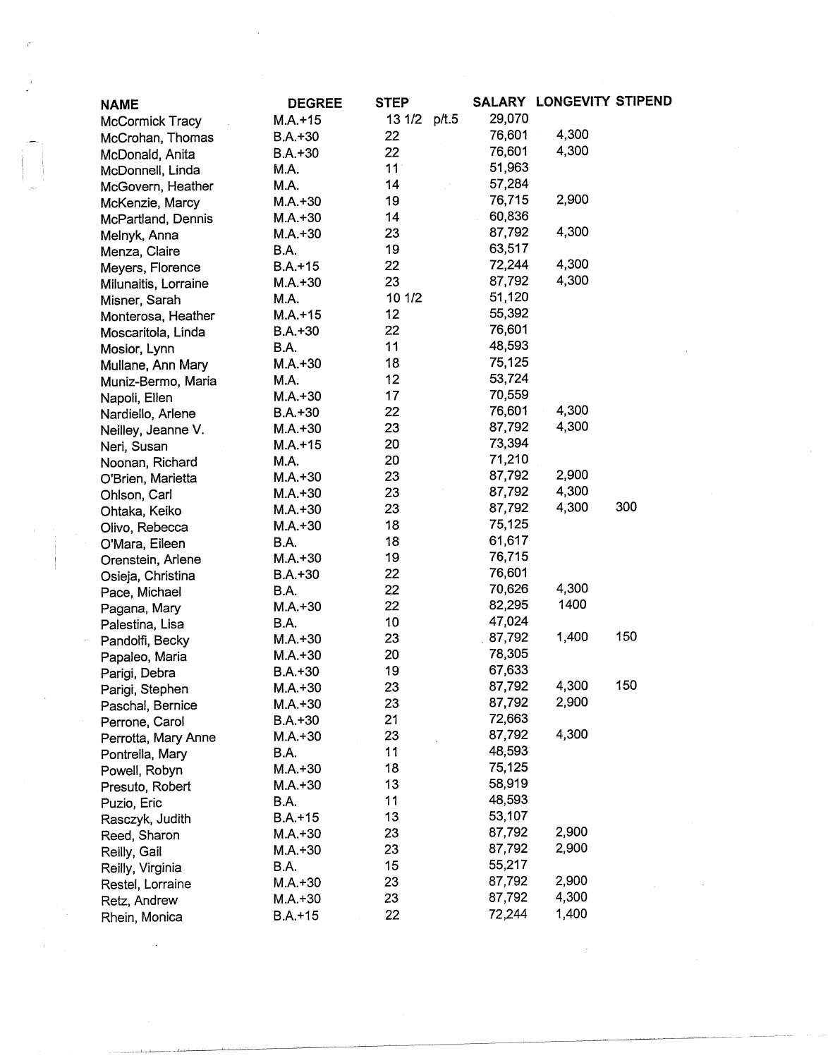| NAME | DEGREE | STEP | SALARY | LONGEVITY | STIPEND |
|---|---|---|---|---|---|
| McCormick Tracy | M.A.+15 | 13 1/2 p/t.5 | 29,070 | | |
| McCrohan, Thomas | B.A.+30 | 22 | 76,601 | 4,300 | |
| McDonald, Anita | B.A.+30 | 22 | 76,601 | 4,300 | |
| McDonnell, Linda | M.A. | 11 | 51,963 | | |
| McGovern, Heather | M.A. | 14 | 57,284 | | |
| McKenzie, Marcy | M.A.+30 | 19 | 76,715 | 2,900 | |
| McPartland, Dennis | M.A.+30 | 14 | 60,836 | | |
| Melnyk, Anna | M.A.+30 | 23 | 87,792 | 4,300 | |
| Menza, Claire | B.A. | 19 | 63,517 | | |
| Meyers, Florence | B.A.+15 | 22 | 72,244 | 4,300 | |
| Milunaitis, Lorraine | M.A.+30 | 23 | 87,792 | 4,300 | |
| Misner, Sarah | M.A. | 10 1/2 | 51,120 | | |
| Monterosa, Heather | M.A.+15 | 12 | 55,392 | | |
| Moscaritola, Linda | B.A.+30 | 22 | 76,601 | | |
| Mosior, Lynn | B.A. | 11 | 48,593 | | |
| Mullane, Ann Mary | M.A.+30 | 18 | 75,125 | | |
| Muniz-Bermo, Maria | M.A. | 12 | 53,724 | | |
| Napoli, Ellen | M.A.+30 | 17 | 70,559 | | |
| Nardiello, Arlene | B.A.+30 | 22 | 76,601 | 4,300 | |
| Neilley, Jeanne V. | M.A.+30 | 23 | 87,792 | 4,300 | |
| Neri, Susan | M.A.+15 | 20 | 73,394 | | |
| Noonan, Richard | M.A. | 20 | 71,210 | | |
| O'Brien, Marietta | M.A.+30 | 23 | 87,792 | 2,900 | |
| Ohlson, Carl | M.A.+30 | 23 | 87,792 | 4,300 | |
| Ohtaka, Keiko | M.A.+30 | 23 | 87,792 | 4,300 | 300 |
| Olivo, Rebecca | M.A.+30 | 18 | 75,125 | | |
| O'Mara, Eileen | B.A. | 18 | 61,617 | | |
| Orenstein, Arlene | M.A.+30 | 19 | 76,715 | | |
| Osieja, Christina | B.A.+30 | 22 | 76,601 | | |
| Pace, Michael | B.A. | 22 | 70,626 | 4,300 | |
| Pagana, Mary | M.A.+30 | 22 | 82,295 | 1400 | |
| Palestina, Lisa | B.A. | 10 | 47,024 | | |
| Pandolfi, Becky | M.A.+30 | 23 | 87,792 | 1,400 | 150 |
| Papaleo, Maria | M.A.+30 | 20 | 78,305 | | |
| Parigi, Debra | B.A.+30 | 19 | 67,633 | | |
| Parigi, Stephen | M.A.+30 | 23 | 87,792 | 4,300 | 150 |
| Paschal, Bernice | M.A.+30 | 23 | 87,792 | 2,900 | |
| Perrone, Carol | B.A.+30 | 21 | 72,663 | | |
| Perrotta, Mary Anne | M.A.+30 | 23 | 87,792 | 4,300 | |
| Pontrella, Mary | B.A. | 11 | 48,593 | | |
| Powell, Robyn | M.A.+30 | 18 | 75,125 | | |
| Presuto, Robert | M.A.+30 | 13 | 58,919 | | |
| Puzio, Eric | B.A. | 11 | 48,593 | | |
| Rasczyk, Judith | B.A.+15 | 13 | 53,107 | | |
| Reed, Sharon | M.A.+30 | 23 | 87,792 | 2,900 | |
| Reilly, Gail | M.A.+30 | 23 | 87,792 | 2,900 | |
| Reilly, Virginia | B.A. | 15 | 55,217 | | |
| Restel, Lorraine | M.A.+30 | 23 | 87,792 | 2,900 | |
| Retz, Andrew | M.A.+30 | 23 | 87,792 | 4,300 | |
| Rhein, Monica | B.A.+15 | 22 | 72,244 | 1,400 | |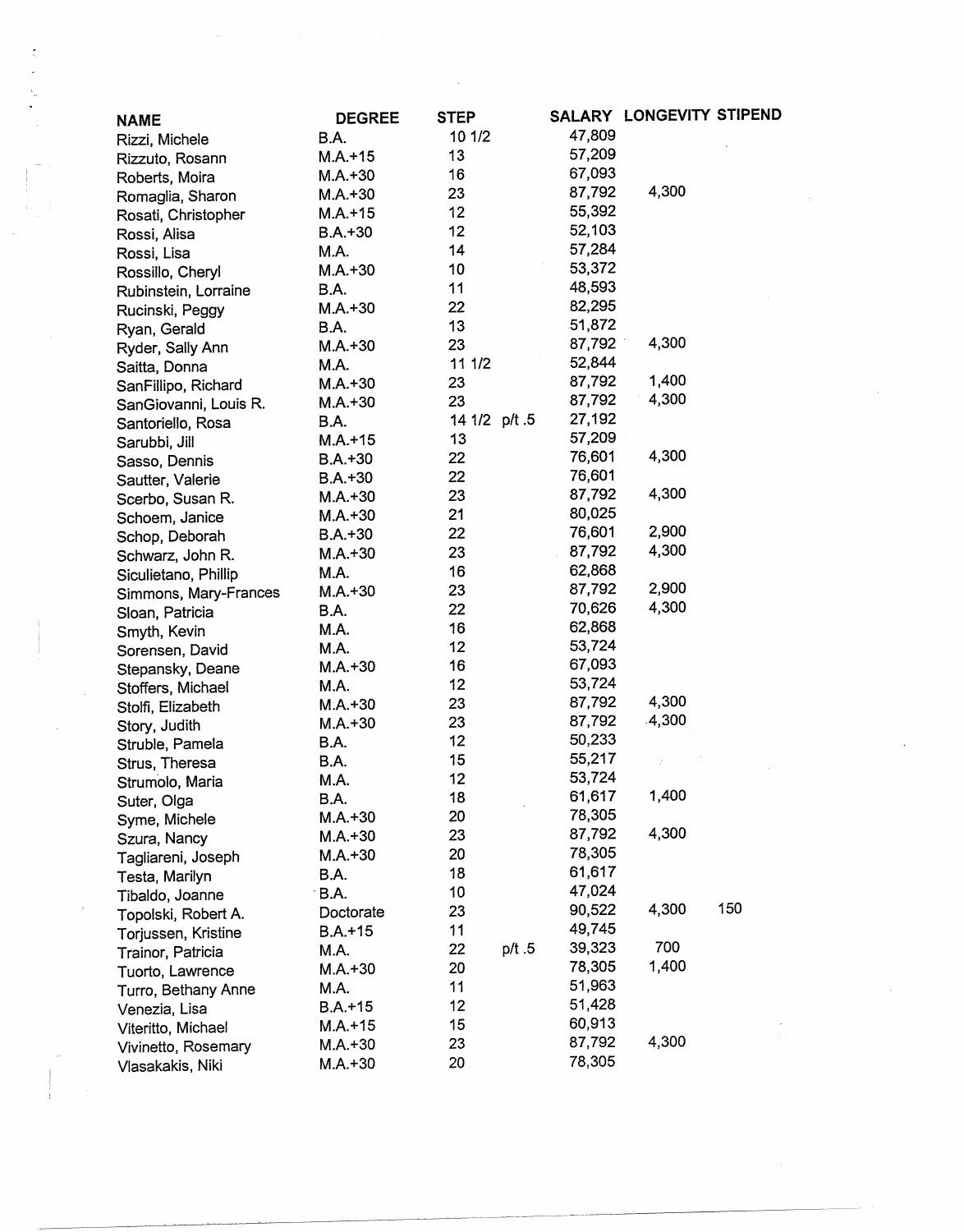| NAME | DEGREE | STEP | | SALARY | LONGEVITY | STIPEND |
|---|---|---|---|---|---|---|
| Rizzi, Michele | B.A. | 10 1/2 | | 47,809 | | |
| Rizzuto, Rosann | M.A.+15 | 13 | | 57,209 | | |
| Roberts, Moira | M.A.+30 | 16 | | 67,093 | | |
| Romaglia, Sharon | M.A.+30 | 23 | | 87,792 | 4,300 | |
| Rosati, Christopher | M.A.+15 | 12 | | 55,392 | | |
| Rossi, Alisa | B.A.+30 | 12 | | 52,103 | | |
| Rossi, Lisa | M.A. | 14 | | 57,284 | | |
| Rossillo, Cheryl | M.A.+30 | 10 | | 53,372 | | |
| Rubinstein, Lorraine | B.A. | 11 | | 48,593 | | |
| Rucinski, Peggy | M.A.+30 | 22 | | 82,295 | | |
| Ryan, Gerald | B.A. | 13 | | 51,872 | | |
| Ryder, Sally Ann | M.A.+30 | 23 | | 87,792 | 4,300 | |
| Saitta, Donna | M.A. | 11 1/2 | | 52,844 | | |
| SanFillipo, Richard | M.A.+30 | 23 | | 87,792 | 1,400 | |
| SanGiovanni, Louis R. | M.A.+30 | 23 | | 87,792 | 4,300 | |
| Santoriello, Rosa | B.A. | 14 1/2 | p/t .5 | 27,192 | | |
| Sarubbi, Jill | M.A.+15 | 13 | | 57,209 | | |
| Sasso, Dennis | B.A.+30 | 22 | | 76,601 | 4,300 | |
| Sautter, Valerie | B.A.+30 | 22 | | 76,601 | | |
| Scerbo, Susan R. | M.A.+30 | 23 | | 87,792 | 4,300 | |
| Schoem, Janice | M.A.+30 | 21 | | 80,025 | | |
| Schop, Deborah | B.A.+30 | 22 | | 76,601 | 2,900 | |
| Schwarz, John R. | M.A.+30 | 23 | | 87,792 | 4,300 | |
| Siculietano, Phillip | M.A. | 16 | | 62,868 | | |
| Simmons, Mary-Frances | M.A.+30 | 23 | | 87,792 | 2,900 | |
| Sloan, Patricia | B.A. | 22 | | 70,626 | 4,300 | |
| Smyth, Kevin | M.A. | 16 | | 62,868 | | |
| Sorensen, David | M.A. | 12 | | 53,724 | | |
| Stepansky, Deane | M.A.+30 | 16 | | 67,093 | | |
| Stoffers, Michael | M.A. | 12 | | 53,724 | | |
| Stolfi, Elizabeth | M.A.+30 | 23 | | 87,792 | 4,300 | |
| Story, Judith | M.A.+30 | 23 | | 87,792 | 4,300 | |
| Struble, Pamela | B.A. | 12 | | 50,233 | | |
| Strus, Theresa | B.A. | 15 | | 55,217 | | |
| Strumolo, Maria | M.A. | 12 | | 53,724 | | |
| Suter, Olga | B.A. | 18 | | 61,617 | 1,400 | |
| Syme, Michele | M.A.+30 | 20 | | 78,305 | | |
| Szura, Nancy | M.A.+30 | 23 | | 87,792 | 4,300 | |
| Tagliareni, Joseph | M.A.+30 | 20 | | 78,305 | | |
| Testa, Marilyn | B.A. | 18 | | 61,617 | | |
| Tibaldo, Joanne | B.A. | 10 | | 47,024 | | |
| Topolski, Robert A. | Doctorate | 23 | | 90,522 | 4,300 | 150 |
| Torjussen, Kristine | B.A.+15 | 11 | | 49,745 | | |
| Trainor, Patricia | M.A. | 22 | p/t .5 | 39,323 | 700 | |
| Tuorto, Lawrence | M.A.+30 | 20 | | 78,305 | 1,400 | |
| Turro, Bethany Anne | M.A. | 11 | | 51,963 | | |
| Venezia, Lisa | B.A.+15 | 12 | | 51,428 | | |
| Viteritto, Michael | M.A.+15 | 15 | | 60,913 | | |
| Vivinetto, Rosemary | M.A.+30 | 23 | | 87,792 | 4,300 | |
| Vlasakakis, Niki | M.A.+30 | 20 | | 78,305 | | |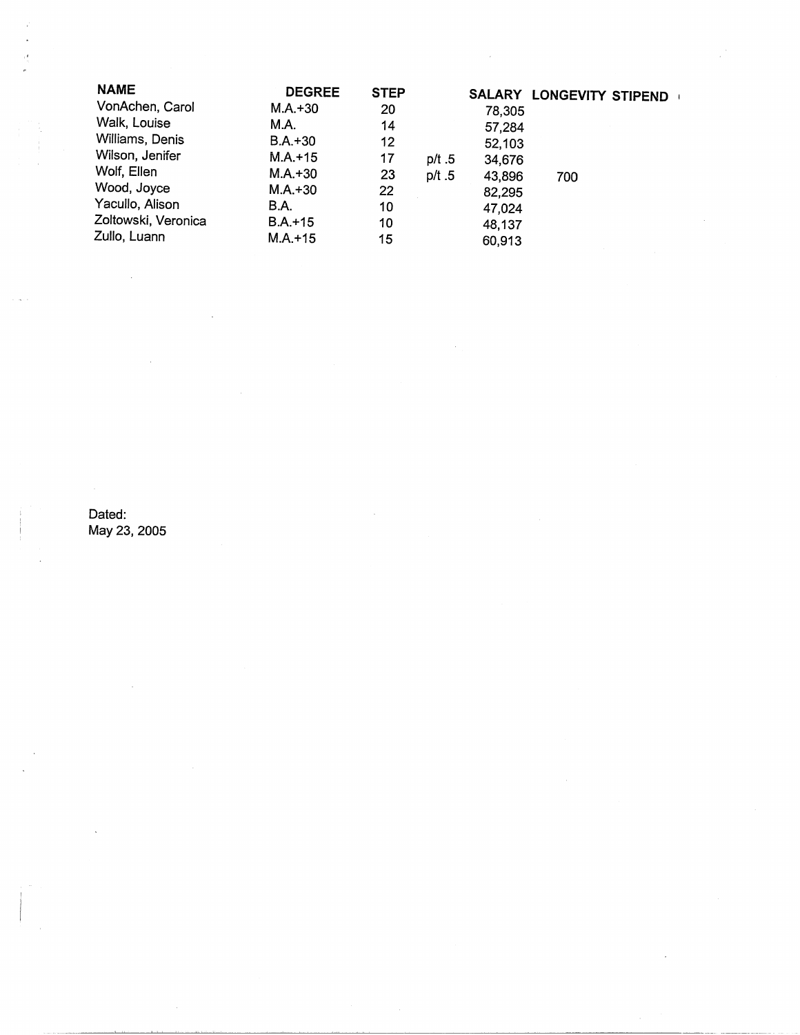| NAME | DEGREE | STEP | | SALARY | LONGEVITY STIPEND |
|---|---|---|---|---|---|
| VonAchen, Carol | M.A.+30 | 20 | | 78,305 | |
| Walk, Louise | M.A. | 14 | | 57,284 | |
| Williams, Denis | B.A.+30 | 12 | | 52,103 | |
| Wilson, Jenifer | M.A.+15 | 17 | p/t .5 | 34,676 | |
| Wolf, Ellen | M.A.+30 | 23 | p/t .5 | 43,896 | 700 |
| Wood, Joyce | M.A.+30 | 22 | | 82,295 | |
| Yacullo, Alison | B.A. | 10 | | 47,024 | |
| Zoltowski, Veronica | B.A.+15 | 10 | | 48,137 | |
| Zullo, Luann | M.A.+15 | 15 | | 60,913 | |

Dated:
May 23, 2005